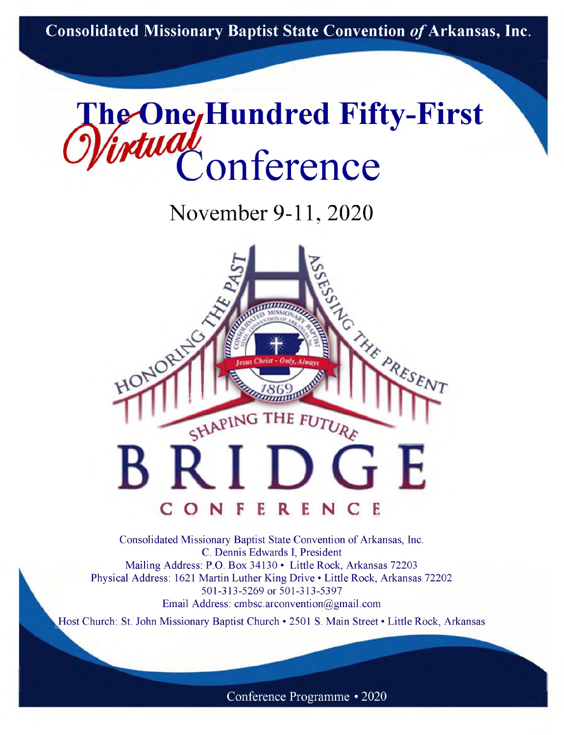**Consolidated Missionary Baptist State Convention *of* Arkansas, Inc.**

# The One Hundred Fifty-First *Virtual* Conference

## November 9-11, 2020

HONORING THE PAST · ASSESSING THE PRESENT · SHAPING THE FUTURE

Consolidated Missionary Baptist State Convention of Arkansas, Inc. · Jesus Christ - Only, Always · 1869

# BRIDGE CONFERENCE

Consolidated Missionary Baptist State Convention of Arkansas, Inc.
C. Dennis Edwards I, President
Mailing Address: P.O. Box 34130 • Little Rock, Arkansas 72203
Physical Address: 1621 Martin Luther King Drive • Little Rock, Arkansas 72202
501-313-5269 or 501-313-5397
Email Address: cmbsc.arconvention@gmail.com

Host Church: St. John Missionary Baptist Church • 2501 S. Main Street • Little Rock, Arkansas

Conference Programme • 2020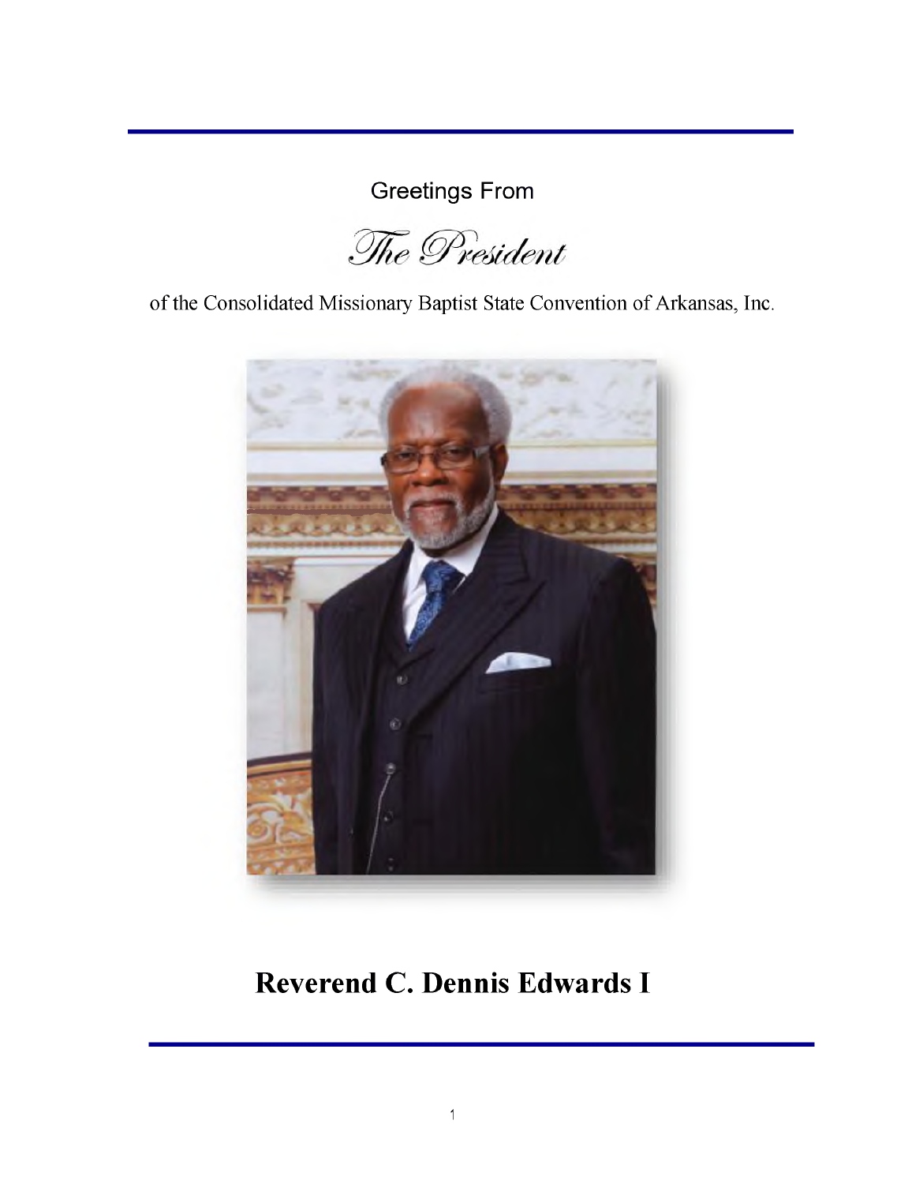Greetings From

# *The President*

of the Consolidated Missionary Baptist State Convention of Arkansas, Inc.

## Reverend C. Dennis Edwards I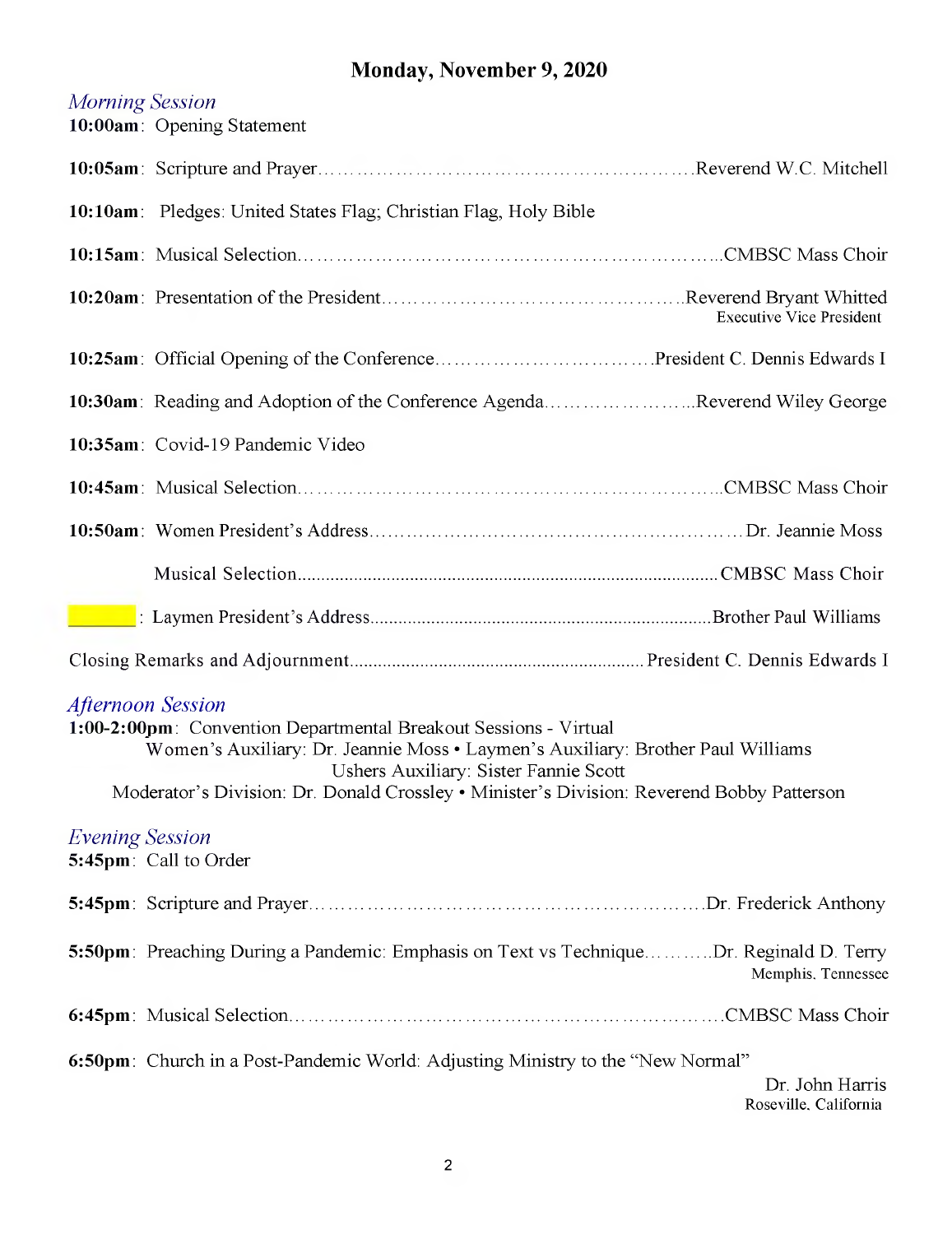# Monday, November 9, 2020

## *Morning Session*

**10:00am**: Opening Statement

**10:05am**: Scripture and Prayer……………………………………………………….Reverend W.C. Mitchell

**10:10am**: Pledges: United States Flag; Christian Flag, Holy Bible

**10:15am**: Musical Selection……………………………………………………………..CMBSC Mass Choir

**10:20am**: Presentation of the President…………………………………………..Reverend Bryant Whitted
Executive Vice President

**10:25am**: Official Opening of the Conference…………………………….President C. Dennis Edwards I

**10:30am**: Reading and Adoption of the Conference Agenda…………………...Reverend Wiley George

**10:35am**: Covid-19 Pandemic Video

**10:45am**: Musical Selection……………………………………………………………..CMBSC Mass Choir

**10:50am**: Women President's Address………………………………………………… Dr. Jeannie Moss

Musical Selection..........................................................................................CMBSC Mass Choir

\_\_\_\_\_\_\_\_: Laymen President's Address.........................................................................Brother Paul Williams

Closing Remarks and Adjournment..............................................................President C. Dennis Edwards I

## *Afternoon Session*

**1:00-2:00pm**: Convention Departmental Breakout Sessions - Virtual

Women's Auxiliary: Dr. Jeannie Moss • Laymen's Auxiliary: Brother Paul Williams
Ushers Auxiliary: Sister Fannie Scott
Moderator's Division: Dr. Donald Crossley • Minister's Division: Reverend Bobby Patterson

## *Evening Session*

**5:45pm**: Call to Order

**5:45pm**: Scripture and Prayer………………………………………………………Dr. Frederick Anthony

**5:50pm**: Preaching During a Pandemic: Emphasis on Text vs Technique………..Dr. Reginald D. Terry
Memphis, Tennessee

**6:45pm**: Musical Selection……………………………………………………………….CMBSC Mass Choir

**6:50pm**: Church in a Post-Pandemic World: Adjusting Ministry to the "New Normal"
Dr. John Harris
Roseville, California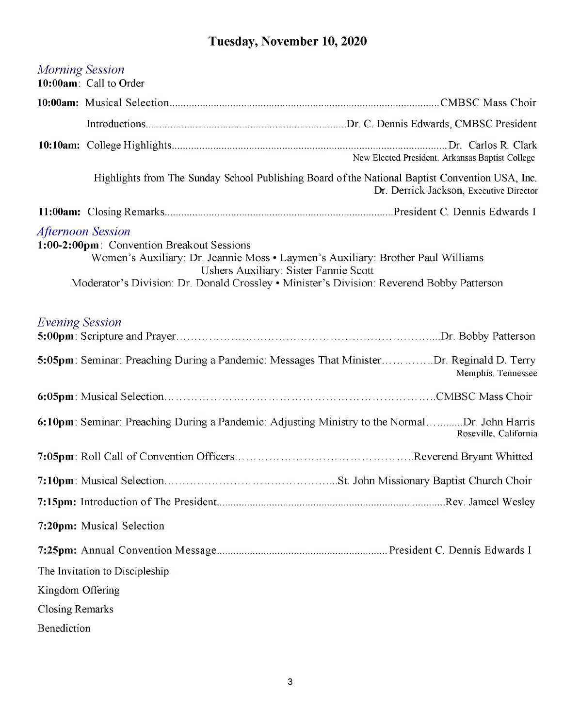# Tuesday, November 10, 2020

## *Morning Session*

**10:00am**: Call to Order

**10:00am:** Musical Selection.......CMBSC Mass Choir

Introductions.......Dr. C. Dennis Edwards, CMBSC President

**10:10am:** College Highlights.......Dr. Carlos R. Clark
New Elected President, Arkansas Baptist College

Highlights from The Sunday School Publishing Board of the National Baptist Convention USA, Inc.
Dr. Derrick Jackson, Executive Director

**11:00am:** Closing Remarks.......President C. Dennis Edwards I

## *Afternoon Session*

**1:00-2:00pm**: Convention Breakout Sessions

Women's Auxiliary: Dr. Jeannie Moss • Laymen's Auxiliary: Brother Paul Williams
Ushers Auxiliary: Sister Fannie Scott
Moderator's Division: Dr. Donald Crossley • Minister's Division: Reverend Bobby Patterson

## *Evening Session*

**5:00pm**: Scripture and Prayer.......Dr. Bobby Patterson

**5:05pm**: Seminar: Preaching During a Pandemic: Messages That Minister.......Dr. Reginald D. Terry
Memphis, Tennessee

**6:05pm**: Musical Selection.......CMBSC Mass Choir

**6:10pm**: Seminar: Preaching During a Pandemic: Adjusting Ministry to the Normal.......Dr. John Harris
Roseville, California

**7:05pm**: Roll Call of Convention Officers.......Reverend Bryant Whitted

**7:10pm**: Musical Selection.......St. John Missionary Baptist Church Choir

**7:15pm:** Introduction of The President.......Rev. Jameel Wesley

**7:20pm:** Musical Selection

**7:25pm:** Annual Convention Message.......President C. Dennis Edwards I

The Invitation to Discipleship

Kingdom Offering

Closing Remarks

Benediction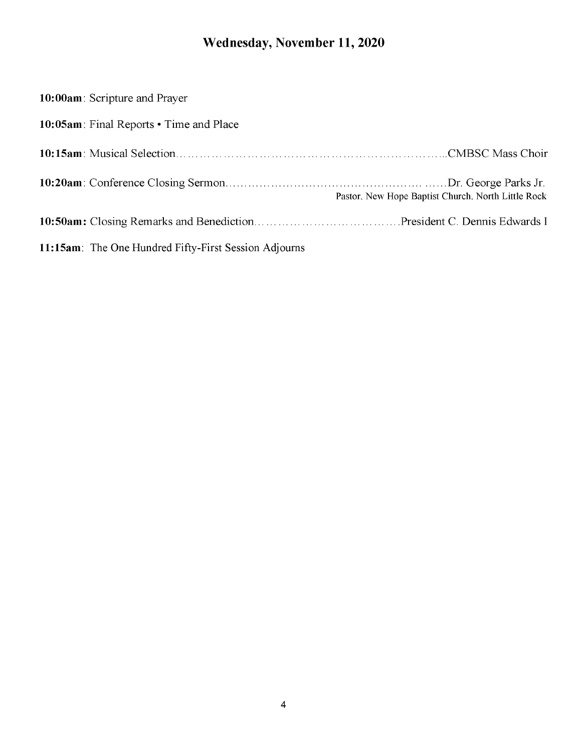## Wednesday, November 11, 2020

**10:00am**: Scripture and Prayer

**10:05am**: Final Reports • Time and Place

**10:15am**: Musical Selection……………………………………………………………………..CMBSC Mass Choir

**10:20am**: Conference Closing Sermon……………………………………………… ……Dr. George Parks Jr.
Pastor, New Hope Baptist Church, North Little Rock

**10:50am:** Closing Remarks and Benediction………………………………….President C. Dennis Edwards I

**11:15am**: The One Hundred Fifty-First Session Adjourns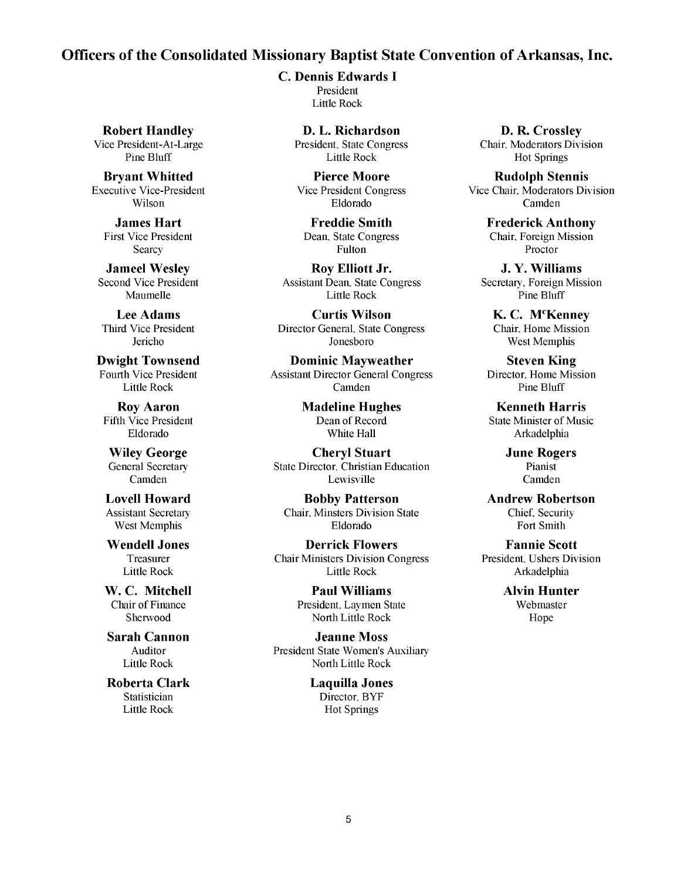## Officers of the Consolidated Missionary Baptist State Convention of Arkansas, Inc.

**C. Dennis Edwards I**
President
Little Rock

**Robert Handley**
Vice President-At-Large
Pine Bluff

**Bryant Whitted**
Executive Vice-President
Wilson

**James Hart**
First Vice President
Searcy

**Jameel Wesley**
Second Vice President
Maumelle

**Lee Adams**
Third Vice President
Jericho

**Dwight Townsend**
Fourth Vice President
Little Rock

**Roy Aaron**
Fifth Vice President
Eldorado

**Wiley George**
General Secretary
Camden

**Lovell Howard**
Assistant Secretary
West Memphis

**Wendell Jones**
Treasurer
Little Rock

**W. C. Mitchell**
Chair of Finance
Sherwood

**Sarah Cannon**
Auditor
Little Rock

**Roberta Clark**
Statistician
Little Rock

**D. L. Richardson**
President, State Congress
Little Rock

**Pierce Moore**
Vice President Congress
Eldorado

**Freddie Smith**
Dean, State Congress
Fulton

**Roy Elliott Jr.**
Assistant Dean, State Congress
Little Rock

**Curtis Wilson**
Director General, State Congress
Jonesboro

**Dominic Mayweather**
Assistant Director General Congress
Camden

**Madeline Hughes**
Dean of Record
White Hall

**Cheryl Stuart**
State Director, Christian Education
Lewisville

**Bobby Patterson**
Chair, Minsters Division State
Eldorado

**Derrick Flowers**
Chair Ministers Division Congress
Little Rock

**Paul Williams**
President, Laymen State
North Little Rock

**Jeanne Moss**
President State Women's Auxiliary
North Little Rock

**Laquilla Jones**
Director, BYF
Hot Springs

**D. R. Crossley**
Chair, Moderators Division
Hot Springs

**Rudolph Stennis**
Vice Chair, Moderators Division
Camden

**Frederick Anthony**
Chair, Foreign Mission
Proctor

**J. Y. Williams**
Secretary, Foreign Mission
Pine Bluff

**K. C. McKenney**
Chair, Home Mission
West Memphis

**Steven King**
Director, Home Mission
Pine Bluff

**Kenneth Harris**
State Minister of Music
Arkadelphia

**June Rogers**
Pianist
Camden

**Andrew Robertson**
Chief, Security
Fort Smith

**Fannie Scott**
President, Ushers Division
Arkadelphia

**Alvin Hunter**
Webmaster
Hope